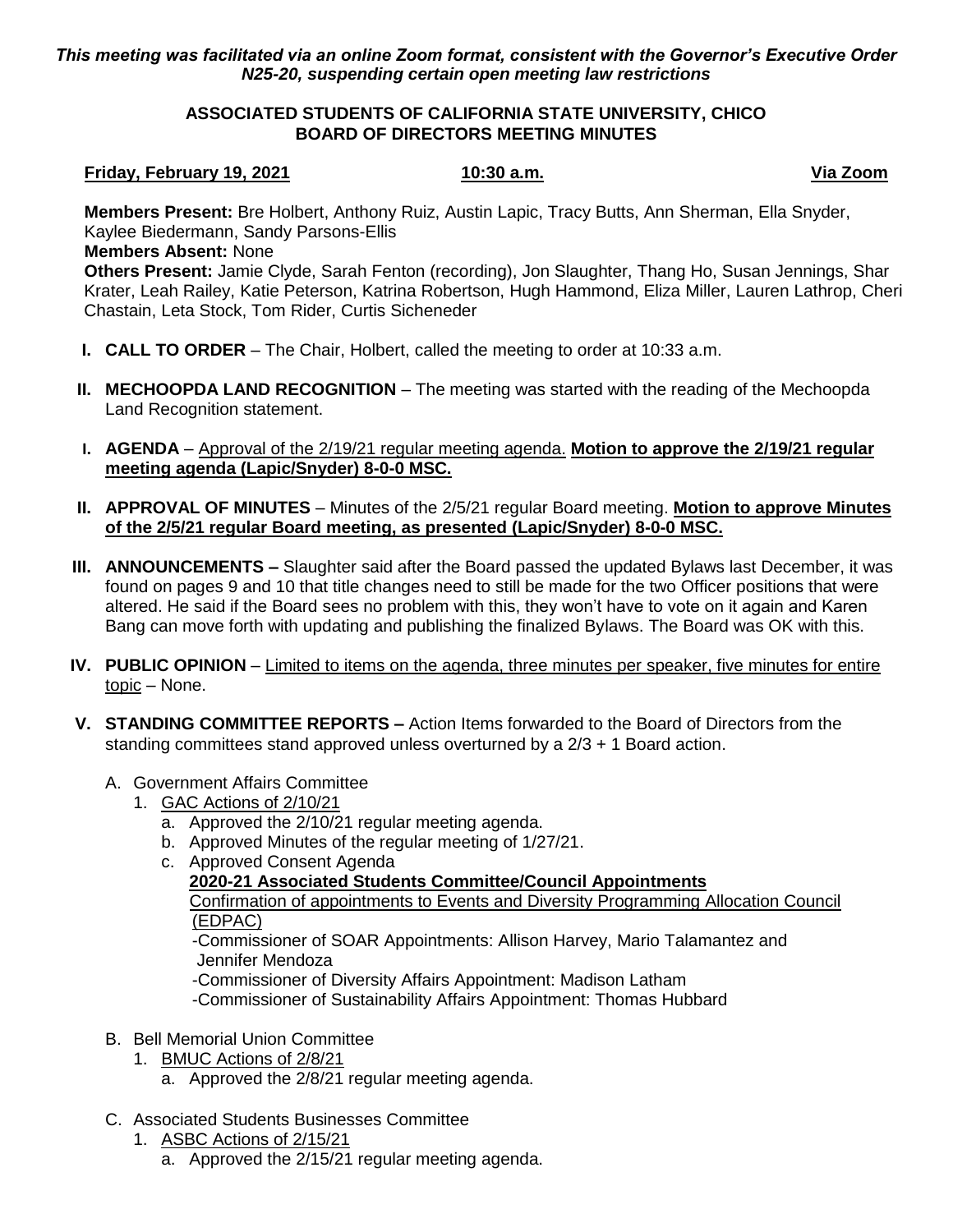*This meeting was facilitated via an online Zoom format, consistent with the Governor's Executive Order N25-20, suspending certain open meeting law restrictions*

**ASSOCIATED STUDENTS OF CALIFORNIA STATE UNIVERSITY, CHICO**
**BOARD OF DIRECTORS MEETING MINUTES**

**Friday, February 19, 2021** **10:30 a.m.** **Via Zoom**

**Members Present:** Bre Holbert, Anthony Ruiz, Austin Lapic, Tracy Butts, Ann Sherman, Ella Snyder, Kaylee Biedermann, Sandy Parsons-Ellis
**Members Absent:** None
**Others Present:** Jamie Clyde, Sarah Fenton (recording), Jon Slaughter, Thang Ho, Susan Jennings, Shar Krater, Leah Railey, Katie Peterson, Katrina Robertson, Hugh Hammond, Eliza Miller, Lauren Lathrop, Cheri Chastain, Leta Stock, Tom Rider, Curtis Sicheneder

I. **CALL TO ORDER** – The Chair, Holbert, called the meeting to order at 10:33 a.m.

II. **MECHOOPDA LAND RECOGNITION** – The meeting was started with the reading of the Mechoopda Land Recognition statement.

I. **AGENDA** – Approval of the 2/19/21 regular meeting agenda. **Motion to approve the 2/19/21 regular meeting agenda (Lapic/Snyder) 8-0-0 MSC.**

II. **APPROVAL OF MINUTES** – Minutes of the 2/5/21 regular Board meeting. **Motion to approve Minutes of the 2/5/21 regular Board meeting, as presented (Lapic/Snyder) 8-0-0 MSC.**

III. **ANNOUNCEMENTS –** Slaughter said after the Board passed the updated Bylaws last December, it was found on pages 9 and 10 that title changes need to still be made for the two Officer positions that were altered. He said if the Board sees no problem with this, they won't have to vote on it again and Karen Bang can move forth with updating and publishing the finalized Bylaws. The Board was OK with this.

IV. **PUBLIC OPINION** – Limited to items on the agenda, three minutes per speaker, five minutes for entire topic – None.

V. **STANDING COMMITTEE REPORTS –** Action Items forwarded to the Board of Directors from the standing committees stand approved unless overturned by a 2/3 + 1 Board action.

   A. Government Affairs Committee
      1. GAC Actions of 2/10/21
         a. Approved the 2/10/21 regular meeting agenda.
         b. Approved Minutes of the regular meeting of 1/27/21.
         c. Approved Consent Agenda
            **2020-21 Associated Students Committee/Council Appointments**
            Confirmation of appointments to Events and Diversity Programming Allocation Council (EDPAC)
            -Commissioner of SOAR Appointments: Allison Harvey, Mario Talamantez and Jennifer Mendoza
            -Commissioner of Diversity Affairs Appointment: Madison Latham
            -Commissioner of Sustainability Affairs Appointment: Thomas Hubbard

   B. Bell Memorial Union Committee
      1. BMUC Actions of 2/8/21
         a. Approved the 2/8/21 regular meeting agenda.

   C. Associated Students Businesses Committee
      1. ASBC Actions of 2/15/21
         a. Approved the 2/15/21 regular meeting agenda.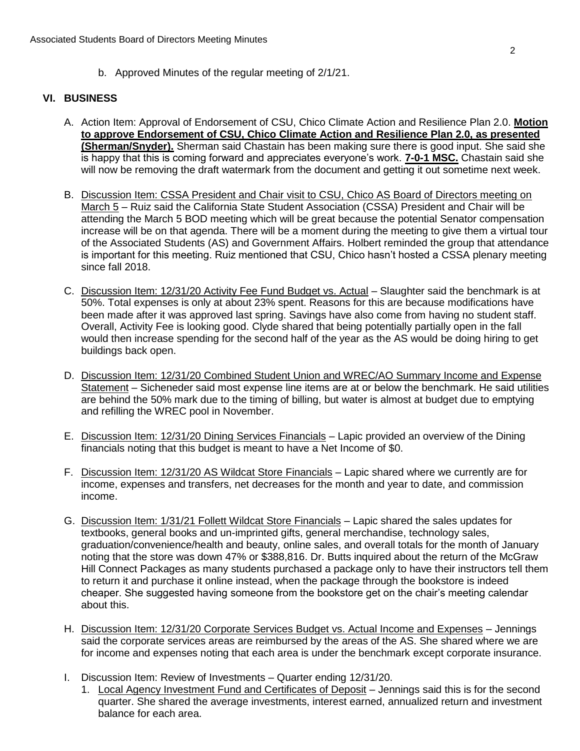b. Approved Minutes of the regular meeting of 2/1/21.

## VI. BUSINESS

A. Action Item: Approval of Endorsement of CSU, Chico Climate Action and Resilience Plan 2.0. **Motion to approve Endorsement of CSU, Chico Climate Action and Resilience Plan 2.0, as presented (Sherman/Snyder).** Sherman said Chastain has been making sure there is good input. She said she is happy that this is coming forward and appreciates everyone's work. **7-0-1 MSC.** Chastain said she will now be removing the draft watermark from the document and getting it out sometime next week.

B. Discussion Item: CSSA President and Chair visit to CSU, Chico AS Board of Directors meeting on March 5 – Ruiz said the California State Student Association (CSSA) President and Chair will be attending the March 5 BOD meeting which will be great because the potential Senator compensation increase will be on that agenda. There will be a moment during the meeting to give them a virtual tour of the Associated Students (AS) and Government Affairs. Holbert reminded the group that attendance is important for this meeting. Ruiz mentioned that CSU, Chico hasn't hosted a CSSA plenary meeting since fall 2018.

C. Discussion Item: 12/31/20 Activity Fee Fund Budget vs. Actual – Slaughter said the benchmark is at 50%. Total expenses is only at about 23% spent. Reasons for this are because modifications have been made after it was approved last spring. Savings have also come from having no student staff. Overall, Activity Fee is looking good. Clyde shared that being potentially partially open in the fall would then increase spending for the second half of the year as the AS would be doing hiring to get buildings back open.

D. Discussion Item: 12/31/20 Combined Student Union and WREC/AO Summary Income and Expense Statement – Sicheneder said most expense line items are at or below the benchmark. He said utilities are behind the 50% mark due to the timing of billing, but water is almost at budget due to emptying and refilling the WREC pool in November.

E. Discussion Item: 12/31/20 Dining Services Financials – Lapic provided an overview of the Dining financials noting that this budget is meant to have a Net Income of $0.

F. Discussion Item: 12/31/20 AS Wildcat Store Financials – Lapic shared where we currently are for income, expenses and transfers, net decreases for the month and year to date, and commission income.

G. Discussion Item: 1/31/21 Follett Wildcat Store Financials – Lapic shared the sales updates for textbooks, general books and un-imprinted gifts, general merchandise, technology sales, graduation/convenience/health and beauty, online sales, and overall totals for the month of January noting that the store was down 47% or $388,816. Dr. Butts inquired about the return of the McGraw Hill Connect Packages as many students purchased a package only to have their instructors tell them to return it and purchase it online instead, when the package through the bookstore is indeed cheaper. She suggested having someone from the bookstore get on the chair's meeting calendar about this.

H. Discussion Item: 12/31/20 Corporate Services Budget vs. Actual Income and Expenses – Jennings said the corporate services areas are reimbursed by the areas of the AS. She shared where we are for income and expenses noting that each area is under the benchmark except corporate insurance.

I. Discussion Item: Review of Investments – Quarter ending 12/31/20.
   1. Local Agency Investment Fund and Certificates of Deposit – Jennings said this is for the second quarter. She shared the average investments, interest earned, annualized return and investment balance for each area.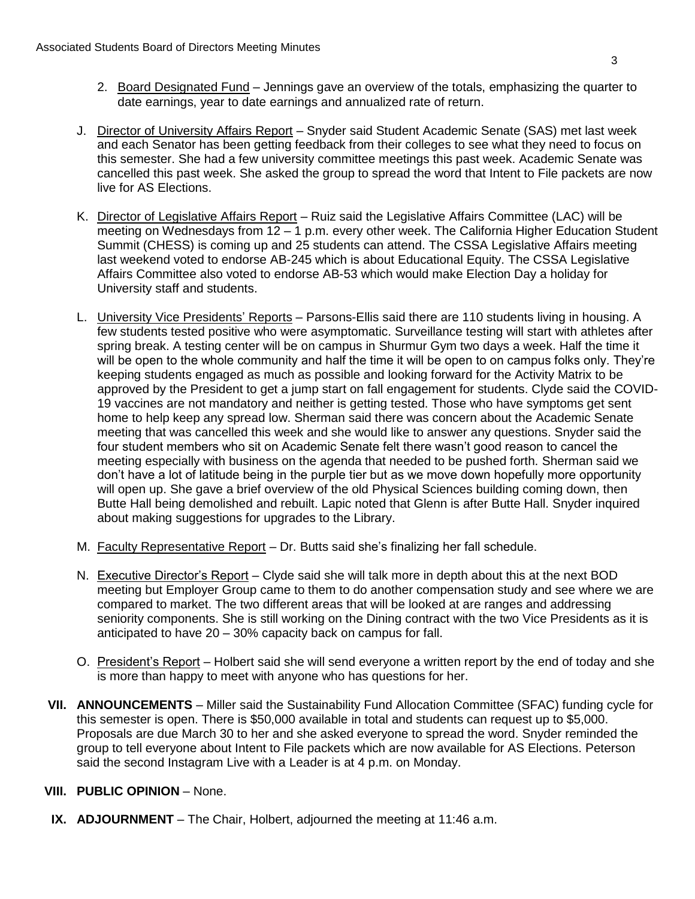2. Board Designated Fund – Jennings gave an overview of the totals, emphasizing the quarter to date earnings, year to date earnings and annualized rate of return.

J. Director of University Affairs Report – Snyder said Student Academic Senate (SAS) met last week and each Senator has been getting feedback from their colleges to see what they need to focus on this semester. She had a few university committee meetings this past week. Academic Senate was cancelled this past week. She asked the group to spread the word that Intent to File packets are now live for AS Elections.

K. Director of Legislative Affairs Report – Ruiz said the Legislative Affairs Committee (LAC) will be meeting on Wednesdays from 12 – 1 p.m. every other week. The California Higher Education Student Summit (CHESS) is coming up and 25 students can attend. The CSSA Legislative Affairs meeting last weekend voted to endorse AB-245 which is about Educational Equity. The CSSA Legislative Affairs Committee also voted to endorse AB-53 which would make Election Day a holiday for University staff and students.

L. University Vice Presidents' Reports – Parsons-Ellis said there are 110 students living in housing. A few students tested positive who were asymptomatic. Surveillance testing will start with athletes after spring break. A testing center will be on campus in Shurmur Gym two days a week. Half the time it will be open to the whole community and half the time it will be open to on campus folks only. They're keeping students engaged as much as possible and looking forward for the Activity Matrix to be approved by the President to get a jump start on fall engagement for students. Clyde said the COVID-19 vaccines are not mandatory and neither is getting tested. Those who have symptoms get sent home to help keep any spread low. Sherman said there was concern about the Academic Senate meeting that was cancelled this week and she would like to answer any questions. Snyder said the four student members who sit on Academic Senate felt there wasn't good reason to cancel the meeting especially with business on the agenda that needed to be pushed forth. Sherman said we don't have a lot of latitude being in the purple tier but as we move down hopefully more opportunity will open up. She gave a brief overview of the old Physical Sciences building coming down, then Butte Hall being demolished and rebuilt. Lapic noted that Glenn is after Butte Hall. Snyder inquired about making suggestions for upgrades to the Library.

M. Faculty Representative Report – Dr. Butts said she's finalizing her fall schedule.

N. Executive Director's Report – Clyde said she will talk more in depth about this at the next BOD meeting but Employer Group came to them to do another compensation study and see where we are compared to market. The two different areas that will be looked at are ranges and addressing seniority components. She is still working on the Dining contract with the two Vice Presidents as it is anticipated to have 20 – 30% capacity back on campus for fall.

O. President's Report – Holbert said she will send everyone a written report by the end of today and she is more than happy to meet with anyone who has questions for her.

**VII. ANNOUNCEMENTS** – Miller said the Sustainability Fund Allocation Committee (SFAC) funding cycle for this semester is open. There is $50,000 available in total and students can request up to $5,000. Proposals are due March 30 to her and she asked everyone to spread the word. Snyder reminded the group to tell everyone about Intent to File packets which are now available for AS Elections. Peterson said the second Instagram Live with a Leader is at 4 p.m. on Monday.

**VIII. PUBLIC OPINION** – None.

**IX. ADJOURNMENT** – The Chair, Holbert, adjourned the meeting at 11:46 a.m.